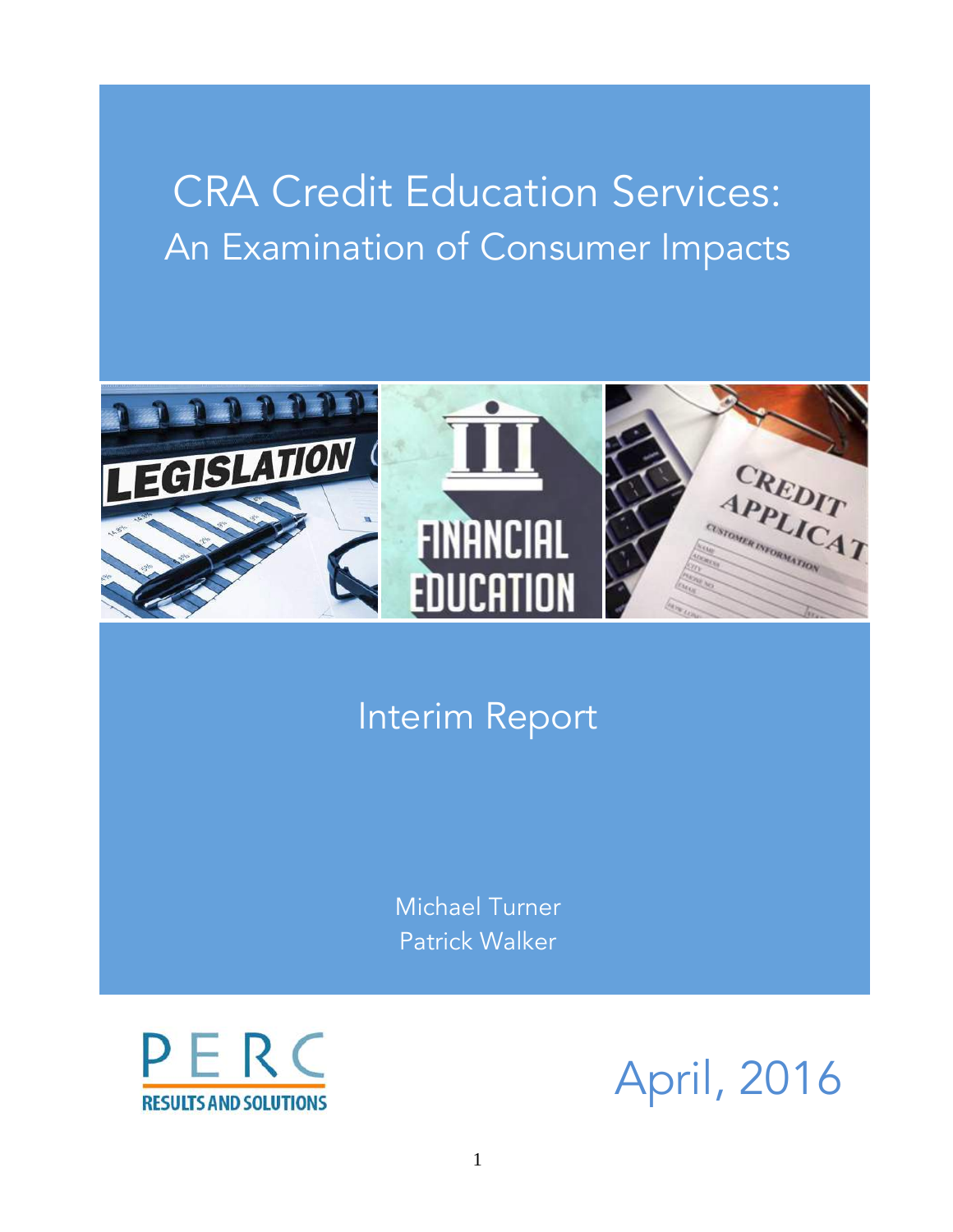# CRA Credit Education Services:
## An Examination of Consumer Impacts

Interim Report

Michael Turner
Patrick Walker

PERC
RESULTS AND SOLUTIONS

April, 2016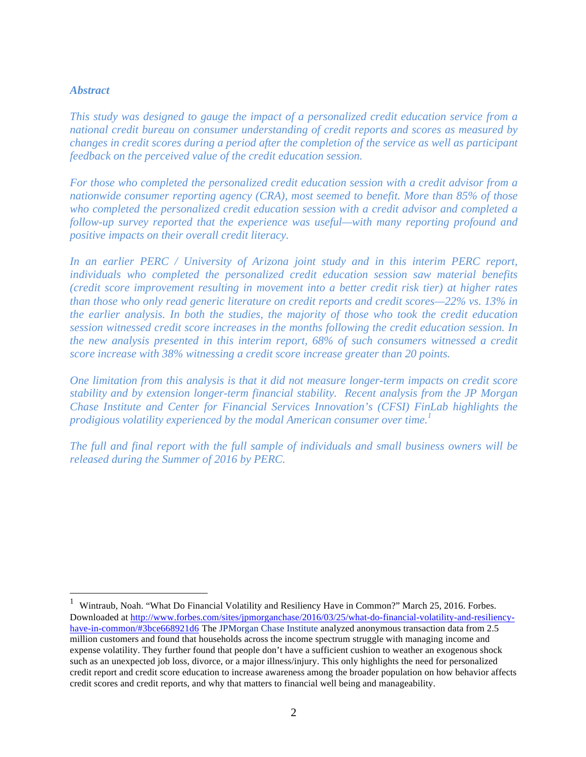### *Abstract*

*This study was designed to gauge the impact of a personalized credit education service from a national credit bureau on consumer understanding of credit reports and scores as measured by changes in credit scores during a period after the completion of the service as well as participant feedback on the perceived value of the credit education session.*

*For those who completed the personalized credit education session with a credit advisor from a nationwide consumer reporting agency (CRA), most seemed to benefit. More than 85% of those who completed the personalized credit education session with a credit advisor and completed a follow-up survey reported that the experience was useful—with many reporting profound and positive impacts on their overall credit literacy.*

*In an earlier PERC / University of Arizona joint study and in this interim PERC report, individuals who completed the personalized credit education session saw material benefits (credit score improvement resulting in movement into a better credit risk tier) at higher rates than those who only read generic literature on credit reports and credit scores—22% vs. 13% in the earlier analysis. In both the studies, the majority of those who took the credit education session witnessed credit score increases in the months following the credit education session. In the new analysis presented in this interim report, 68% of such consumers witnessed a credit score increase with 38% witnessing a credit score increase greater than 20 points.*

*One limitation from this analysis is that it did not measure longer-term impacts on credit score stability and by extension longer-term financial stability. Recent analysis from the JP Morgan Chase Institute and Center for Financial Services Innovation's (CFSI) FinLab highlights the prodigious volatility experienced by the modal American consumer over time.*[1]

*The full and final report with the full sample of individuals and small business owners will be released during the Summer of 2016 by PERC.*

---

[1] Wintraub, Noah. "What Do Financial Volatility and Resiliency Have in Common?" March 25, 2016. Forbes. Downloaded at http://www.forbes.com/sites/jpmorganchase/2016/03/25/what-do-financial-volatility-and-resiliency-have-in-common/#3bce668921d6 The JPMorgan Chase Institute analyzed anonymous transaction data from 2.5 million customers and found that households across the income spectrum struggle with managing income and expense volatility. They further found that people don't have a sufficient cushion to weather an exogenous shock such as an unexpected job loss, divorce, or a major illness/injury. This only highlights the need for personalized credit report and credit score education to increase awareness among the broader population on how behavior affects credit scores and credit reports, and why that matters to financial well being and manageability.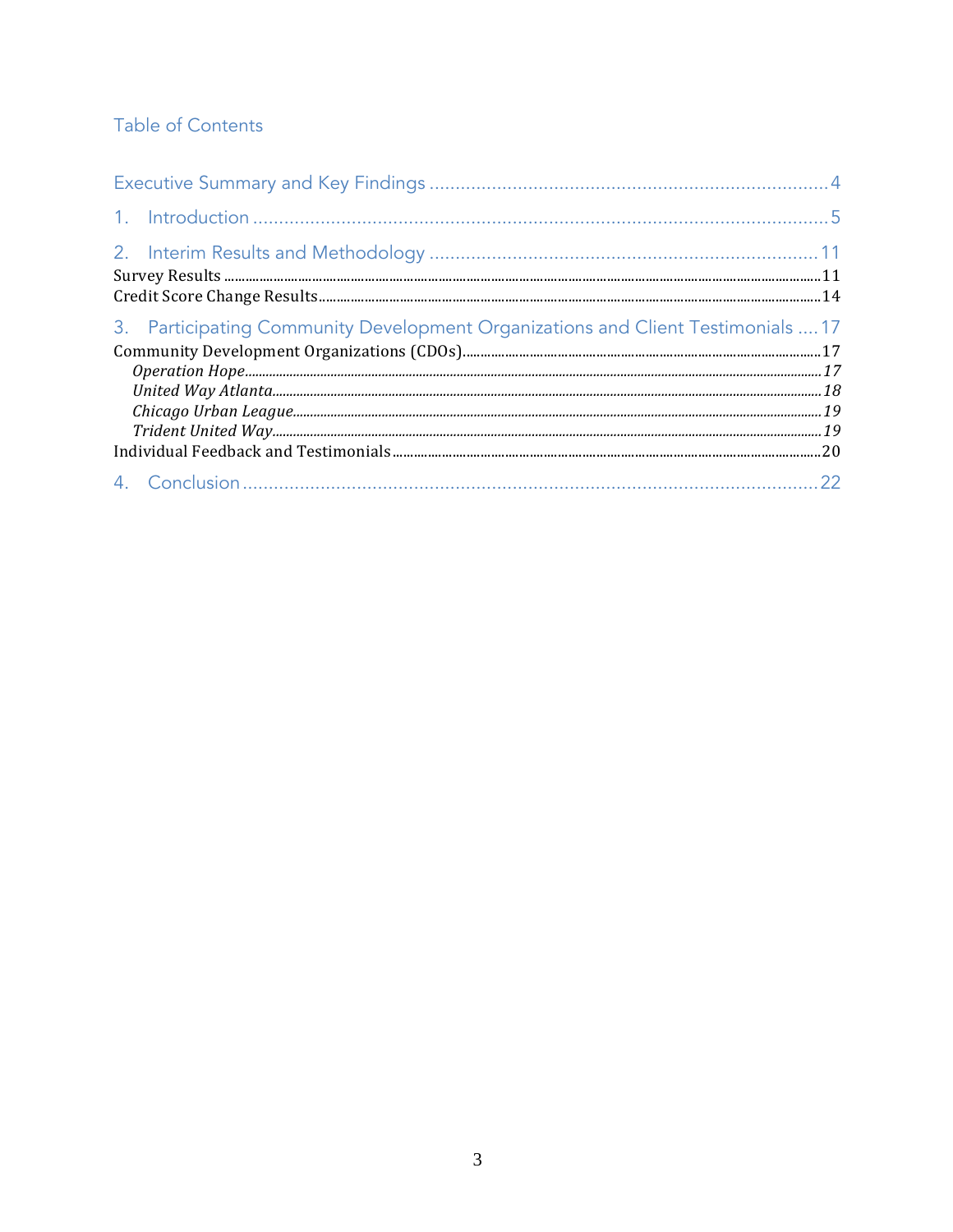## Table of Contents

Executive Summary and Key Findings ........................................................................ 4

1. Introduction ........................................................................................................ 5

2. Interim Results and Methodology ....................................................................... 11

Survey Results ........................................................................................................ 11

Credit Score Change Results ................................................................................... 14

3. Participating Community Development Organizations and Client Testimonials .... 17

Community Development Organizations (CDOs) ..................................................... 17

*Operation Hope* ..................................................................................................... *17*

*United Way Atlanta* ............................................................................................... *18*

*Chicago Urban League* .......................................................................................... *19*

*Trident United Way* ............................................................................................... *19*

Individual Feedback and Testimonials ..................................................................... 20

4. Conclusion ......................................................................................................... 22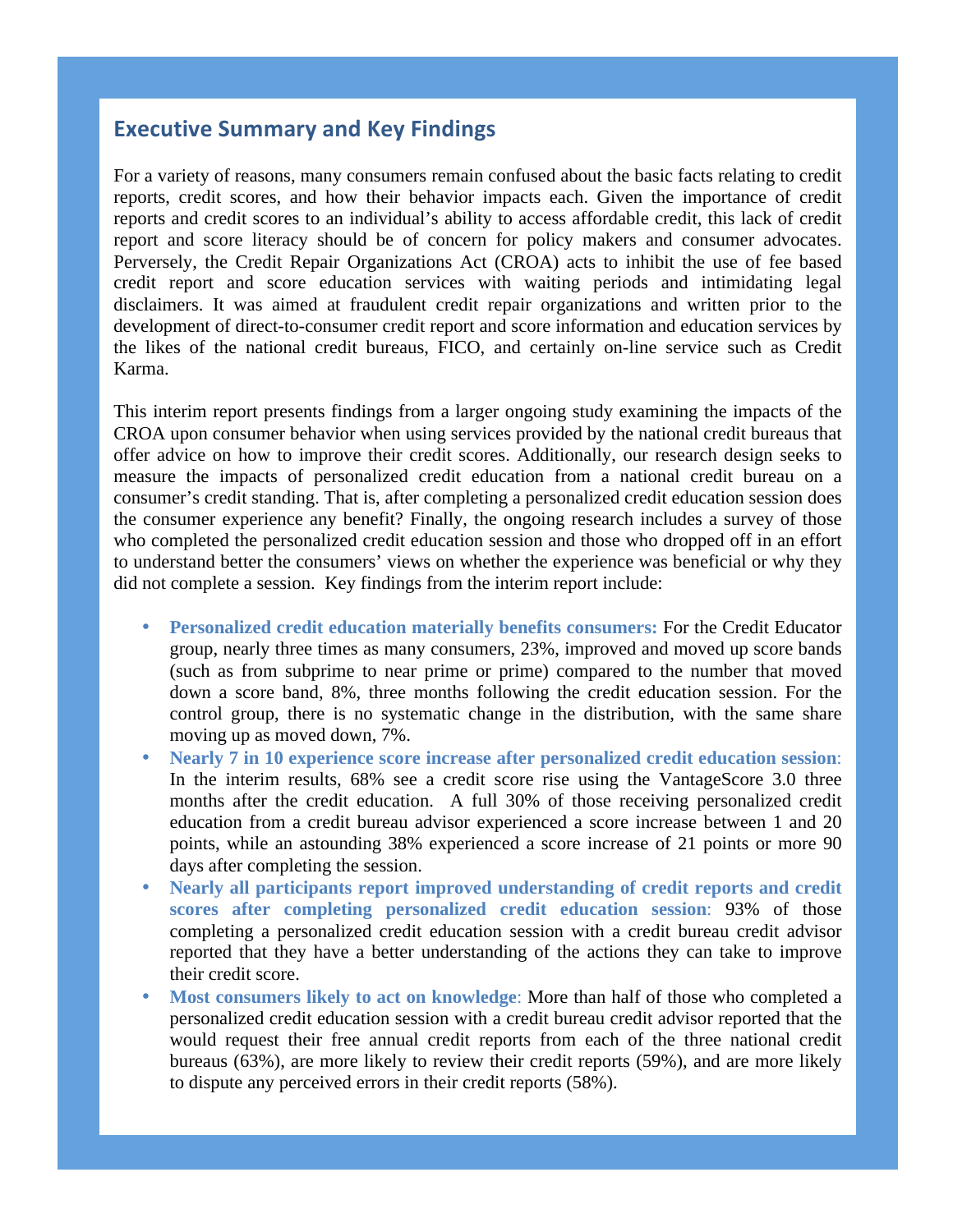## Executive Summary and Key Findings

For a variety of reasons, many consumers remain confused about the basic facts relating to credit reports, credit scores, and how their behavior impacts each. Given the importance of credit reports and credit scores to an individual's ability to access affordable credit, this lack of credit report and score literacy should be of concern for policy makers and consumer advocates. Perversely, the Credit Repair Organizations Act (CROA) acts to inhibit the use of fee based credit report and score education services with waiting periods and intimidating legal disclaimers. It was aimed at fraudulent credit repair organizations and written prior to the development of direct-to-consumer credit report and score information and education services by the likes of the national credit bureaus, FICO, and certainly on-line service such as Credit Karma.

This interim report presents findings from a larger ongoing study examining the impacts of the CROA upon consumer behavior when using services provided by the national credit bureaus that offer advice on how to improve their credit scores. Additionally, our research design seeks to measure the impacts of personalized credit education from a national credit bureau on a consumer's credit standing. That is, after completing a personalized credit education session does the consumer experience any benefit? Finally, the ongoing research includes a survey of those who completed the personalized credit education session and those who dropped off in an effort to understand better the consumers' views on whether the experience was beneficial or why they did not complete a session. Key findings from the interim report include:

- **Personalized credit education materially benefits consumers:** For the Credit Educator group, nearly three times as many consumers, 23%, improved and moved up score bands (such as from subprime to near prime or prime) compared to the number that moved down a score band, 8%, three months following the credit education session. For the control group, there is no systematic change in the distribution, with the same share moving up as moved down, 7%.
- **Nearly 7 in 10 experience score increase after personalized credit education session**: In the interim results, 68% see a credit score rise using the VantageScore 3.0 three months after the credit education. A full 30% of those receiving personalized credit education from a credit bureau advisor experienced a score increase between 1 and 20 points, while an astounding 38% experienced a score increase of 21 points or more 90 days after completing the session.
- **Nearly all participants report improved understanding of credit reports and credit scores after completing personalized credit education session**: 93% of those completing a personalized credit education session with a credit bureau credit advisor reported that they have a better understanding of the actions they can take to improve their credit score.
- **Most consumers likely to act on knowledge**: More than half of those who completed a personalized credit education session with a credit bureau credit advisor reported that the would request their free annual credit reports from each of the three national credit bureaus (63%), are more likely to review their credit reports (59%), and are more likely to dispute any perceived errors in their credit reports (58%).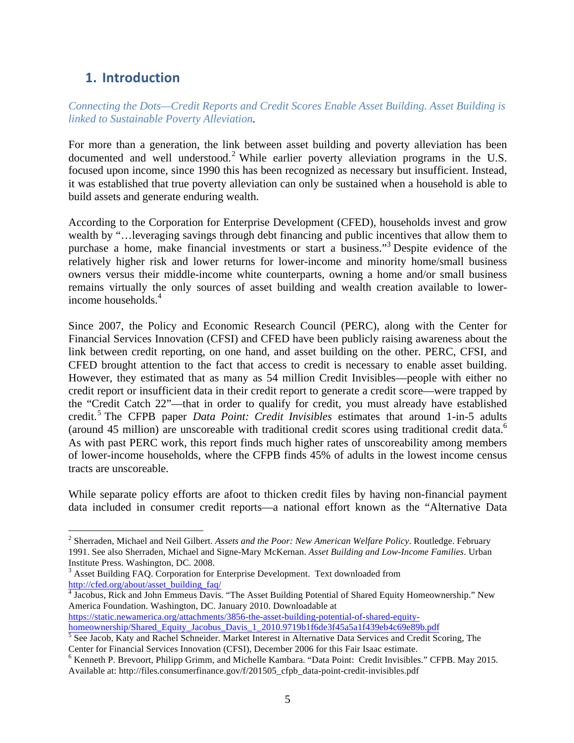## 1. Introduction

*Connecting the Dots—Credit Reports and Credit Scores Enable Asset Building. Asset Building is linked to Sustainable Poverty Alleviation.*

For more than a generation, the link between asset building and poverty alleviation has been documented and well understood.[2] While earlier poverty alleviation programs in the U.S. focused upon income, since 1990 this has been recognized as necessary but insufficient. Instead, it was established that true poverty alleviation can only be sustained when a household is able to build assets and generate enduring wealth.

According to the Corporation for Enterprise Development (CFED), households invest and grow wealth by "…leveraging savings through debt financing and public incentives that allow them to purchase a home, make financial investments or start a business."[3] Despite evidence of the relatively higher risk and lower returns for lower-income and minority home/small business owners versus their middle-income white counterparts, owning a home and/or small business remains virtually the only sources of asset building and wealth creation available to lower-income households.[4]

Since 2007, the Policy and Economic Research Council (PERC), along with the Center for Financial Services Innovation (CFSI) and CFED have been publicly raising awareness about the link between credit reporting, on one hand, and asset building on the other. PERC, CFSI, and CFED brought attention to the fact that access to credit is necessary to enable asset building. However, they estimated that as many as 54 million Credit Invisibles—people with either no credit report or insufficient data in their credit report to generate a credit score—were trapped by the "Credit Catch 22"—that in order to qualify for credit, you must already have established credit.[5] The CFPB paper *Data Point: Credit Invisibles* estimates that around 1-in-5 adults (around 45 million) are unscoreable with traditional credit scores using traditional credit data.[6] As with past PERC work, this report finds much higher rates of unscoreability among members of lower-income households, where the CFPB finds 45% of adults in the lowest income census tracts are unscoreable.

While separate policy efforts are afoot to thicken credit files by having non-financial payment data included in consumer credit reports—a national effort known as the "Alternative Data

---

[2] Sherraden, Michael and Neil Gilbert. *Assets and the Poor: New American Welfare Policy*. Routledge. February 1991. See also Sherraden, Michael and Signe-Mary McKernan. *Asset Building and Low-Income Families*. Urban Institute Press. Washington, DC. 2008.

[3] Asset Building FAQ. Corporation for Enterprise Development. Text downloaded from http://cfed.org/about/asset_building_faq/

[4] Jacobus, Rick and John Emmeus Davis. "The Asset Building Potential of Shared Equity Homeownership." New America Foundation. Washington, DC. January 2010. Downloadable at https://static.newamerica.org/attachments/3856-the-asset-building-potential-of-shared-equity-homeownership/Shared_Equity_Jacobus_Davis_1_2010.9719b1f6de3f45a5a1f439eb4c69e89b.pdf

[5] See Jacob, Katy and Rachel Schneider. Market Interest in Alternative Data Services and Credit Scoring, The Center for Financial Services Innovation (CFSI), December 2006 for this Fair Isaac estimate.

[6] Kenneth P. Brevoort, Philipp Grimm, and Michelle Kambara. "Data Point: Credit Invisibles." CFPB. May 2015. Available at: http://files.consumerfinance.gov/f/201505_cfpb_data-point-credit-invisibles.pdf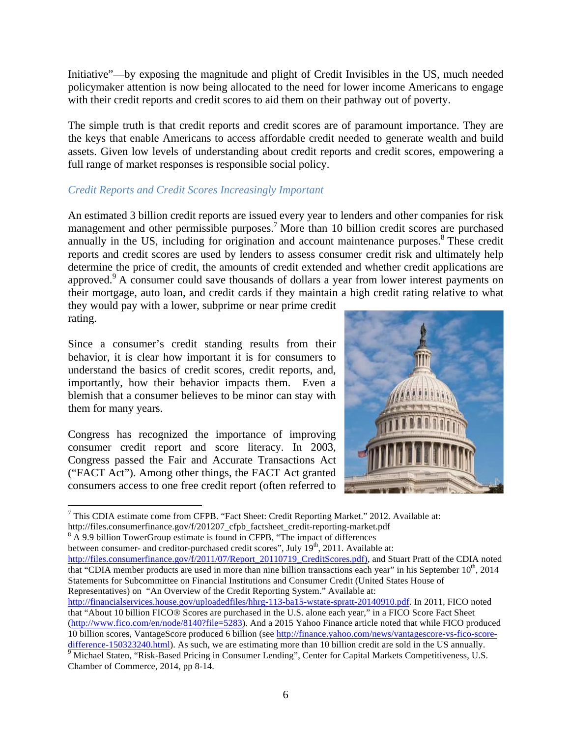Initiative"—by exposing the magnitude and plight of Credit Invisibles in the US, much needed policymaker attention is now being allocated to the need for lower income Americans to engage with their credit reports and credit scores to aid them on their pathway out of poverty.

The simple truth is that credit reports and credit scores are of paramount importance. They are the keys that enable Americans to access affordable credit needed to generate wealth and build assets. Given low levels of understanding about credit reports and credit scores, empowering a full range of market responses is responsible social policy.

### *Credit Reports and Credit Scores Increasingly Important*

An estimated 3 billion credit reports are issued every year to lenders and other companies for risk management and other permissible purposes.[7] More than 10 billion credit scores are purchased annually in the US, including for origination and account maintenance purposes.[8] These credit reports and credit scores are used by lenders to assess consumer credit risk and ultimately help determine the price of credit, the amounts of credit extended and whether credit applications are approved.[9] A consumer could save thousands of dollars a year from lower interest payments on their mortgage, auto loan, and credit cards if they maintain a high credit rating relative to what they would pay with a lower, subprime or near prime credit rating.

Since a consumer's credit standing results from their behavior, it is clear how important it is for consumers to understand the basics of credit scores, credit reports, and, importantly, how their behavior impacts them. Even a blemish that a consumer believes to be minor can stay with them for many years.

Congress has recognized the importance of improving consumer credit report and score literacy. In 2003, Congress passed the Fair and Accurate Transactions Act ("FACT Act"). Among other things, the FACT Act granted consumers access to one free credit report (often referred to

---

[7] This CDIA estimate come from CFPB. "Fact Sheet: Credit Reporting Market." 2012. Available at: http://files.consumerfinance.gov/f/201207_cfpb_factsheet_credit-reporting-market.pdf

[8] A 9.9 billion TowerGroup estimate is found in CFPB, "The impact of differences between consumer- and creditor-purchased credit scores", July 19th, 2011. Available at: http://files.consumerfinance.gov/f/2011/07/Report_20110719_CreditScores.pdf), and Stuart Pratt of the CDIA noted that "CDIA member products are used in more than nine billion transactions each year" in his September 10th, 2014 Statements for Subcommittee on Financial Institutions and Consumer Credit (United States House of Representatives) on "An Overview of the Credit Reporting System." Available at: http://financialservices.house.gov/uploadedfiles/hhrg-113-ba15-wstate-spratt-20140910.pdf. In 2011, FICO noted that "About 10 billion FICO® Scores are purchased in the U.S. alone each year," in a FICO Score Fact Sheet (http://www.fico.com/en/node/8140?file=5283). And a 2015 Yahoo Finance article noted that while FICO produced 10 billion scores, VantageScore produced 6 billion (see http://finance.yahoo.com/news/vantagescore-vs-fico-score-difference-150323240.html). As such, we are estimating more than 10 billion credit are sold in the US annually.

[9] Michael Staten, "Risk-Based Pricing in Consumer Lending", Center for Capital Markets Competitiveness, U.S. Chamber of Commerce, 2014, pp 8-14.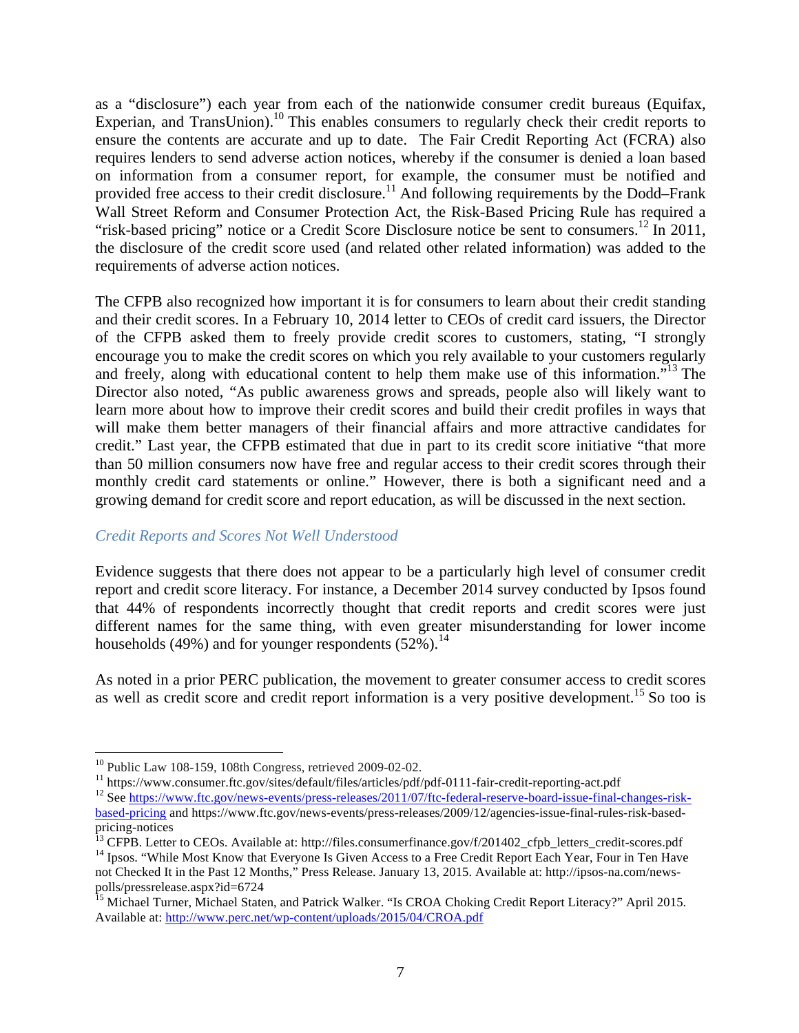as a "disclosure") each year from each of the nationwide consumer credit bureaus (Equifax, Experian, and TransUnion).[10] This enables consumers to regularly check their credit reports to ensure the contents are accurate and up to date. The Fair Credit Reporting Act (FCRA) also requires lenders to send adverse action notices, whereby if the consumer is denied a loan based on information from a consumer report, for example, the consumer must be notified and provided free access to their credit disclosure.[11] And following requirements by the Dodd–Frank Wall Street Reform and Consumer Protection Act, the Risk-Based Pricing Rule has required a "risk-based pricing" notice or a Credit Score Disclosure notice be sent to consumers.[12] In 2011, the disclosure of the credit score used (and related other related information) was added to the requirements of adverse action notices.

The CFPB also recognized how important it is for consumers to learn about their credit standing and their credit scores. In a February 10, 2014 letter to CEOs of credit card issuers, the Director of the CFPB asked them to freely provide credit scores to customers, stating, "I strongly encourage you to make the credit scores on which you rely available to your customers regularly and freely, along with educational content to help them make use of this information."[13] The Director also noted, "As public awareness grows and spreads, people also will likely want to learn more about how to improve their credit scores and build their credit profiles in ways that will make them better managers of their financial affairs and more attractive candidates for credit." Last year, the CFPB estimated that due in part to its credit score initiative "that more than 50 million consumers now have free and regular access to their credit scores through their monthly credit card statements or online." However, there is both a significant need and a growing demand for credit score and report education, as will be discussed in the next section.

### *Credit Reports and Scores Not Well Understood*

Evidence suggests that there does not appear to be a particularly high level of consumer credit report and credit score literacy. For instance, a December 2014 survey conducted by Ipsos found that 44% of respondents incorrectly thought that credit reports and credit scores were just different names for the same thing, with even greater misunderstanding for lower income households (49%) and for younger respondents (52%).[14]

As noted in a prior PERC publication, the movement to greater consumer access to credit scores as well as credit score and credit report information is a very positive development.[15] So too is

---

[10] Public Law 108-159, 108th Congress, retrieved 2009-02-02.

[11] https://www.consumer.ftc.gov/sites/default/files/articles/pdf/pdf-0111-fair-credit-reporting-act.pdf

[12] See https://www.ftc.gov/news-events/press-releases/2011/07/ftc-federal-reserve-board-issue-final-changes-risk-based-pricing and https://www.ftc.gov/news-events/press-releases/2009/12/agencies-issue-final-rules-risk-based-pricing-notices

[13] CFPB. Letter to CEOs. Available at: http://files.consumerfinance.gov/f/201402_cfpb_letters_credit-scores.pdf

[14] Ipsos. "While Most Know that Everyone Is Given Access to a Free Credit Report Each Year, Four in Ten Have not Checked It in the Past 12 Months," Press Release. January 13, 2015. Available at: http://ipsos-na.com/news-polls/pressrelease.aspx?id=6724

[15] Michael Turner, Michael Staten, and Patrick Walker. "Is CROA Choking Credit Report Literacy?" April 2015. Available at: http://www.perc.net/wp-content/uploads/2015/04/CROA.pdf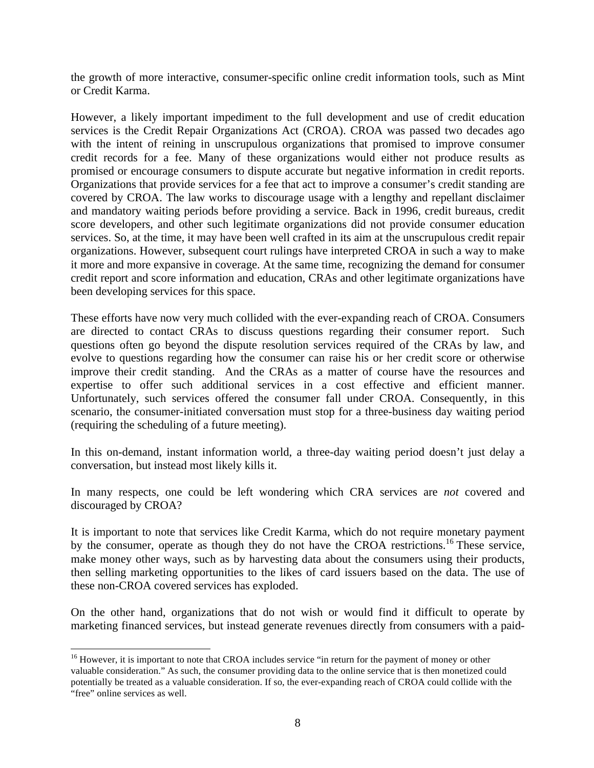the growth of more interactive, consumer-specific online credit information tools, such as Mint or Credit Karma.

However, a likely important impediment to the full development and use of credit education services is the Credit Repair Organizations Act (CROA). CROA was passed two decades ago with the intent of reining in unscrupulous organizations that promised to improve consumer credit records for a fee. Many of these organizations would either not produce results as promised or encourage consumers to dispute accurate but negative information in credit reports. Organizations that provide services for a fee that act to improve a consumer's credit standing are covered by CROA. The law works to discourage usage with a lengthy and repellant disclaimer and mandatory waiting periods before providing a service. Back in 1996, credit bureaus, credit score developers, and other such legitimate organizations did not provide consumer education services. So, at the time, it may have been well crafted in its aim at the unscrupulous credit repair organizations. However, subsequent court rulings have interpreted CROA in such a way to make it more and more expansive in coverage. At the same time, recognizing the demand for consumer credit report and score information and education, CRAs and other legitimate organizations have been developing services for this space.

These efforts have now very much collided with the ever-expanding reach of CROA. Consumers are directed to contact CRAs to discuss questions regarding their consumer report. Such questions often go beyond the dispute resolution services required of the CRAs by law, and evolve to questions regarding how the consumer can raise his or her credit score or otherwise improve their credit standing. And the CRAs as a matter of course have the resources and expertise to offer such additional services in a cost effective and efficient manner. Unfortunately, such services offered the consumer fall under CROA. Consequently, in this scenario, the consumer-initiated conversation must stop for a three-business day waiting period (requiring the scheduling of a future meeting).

In this on-demand, instant information world, a three-day waiting period doesn't just delay a conversation, but instead most likely kills it.

In many respects, one could be left wondering which CRA services are *not* covered and discouraged by CROA?

It is important to note that services like Credit Karma, which do not require monetary payment by the consumer, operate as though they do not have the CROA restrictions.[16] These service, make money other ways, such as by harvesting data about the consumers using their products, then selling marketing opportunities to the likes of card issuers based on the data. The use of these non-CROA covered services has exploded.

On the other hand, organizations that do not wish or would find it difficult to operate by marketing financed services, but instead generate revenues directly from consumers with a paid-

[16] However, it is important to note that CROA includes service "in return for the payment of money or other valuable consideration." As such, the consumer providing data to the online service that is then monetized could potentially be treated as a valuable consideration. If so, the ever-expanding reach of CROA could collide with the "free" online services as well.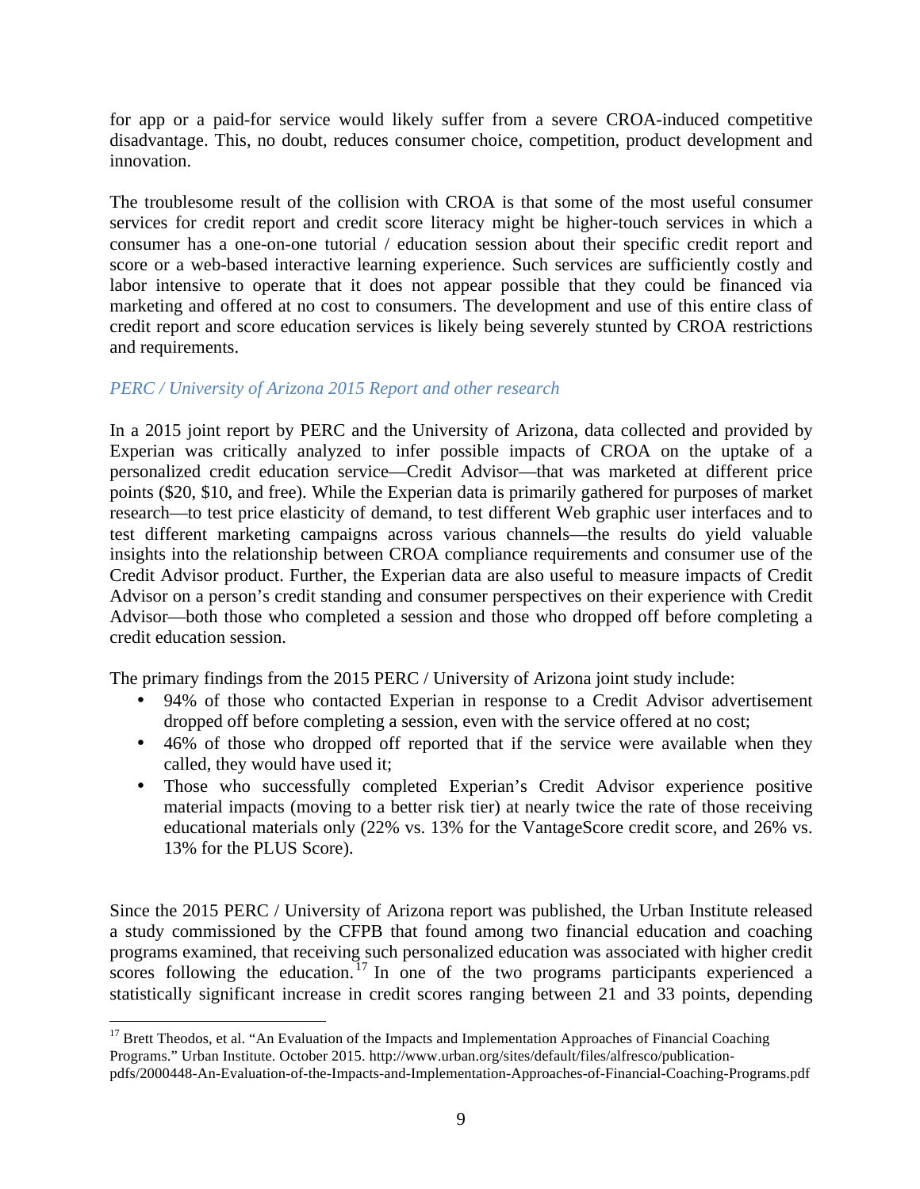for app or a paid-for service would likely suffer from a severe CROA-induced competitive disadvantage. This, no doubt, reduces consumer choice, competition, product development and innovation.

The troublesome result of the collision with CROA is that some of the most useful consumer services for credit report and credit score literacy might be higher-touch services in which a consumer has a one-on-one tutorial / education session about their specific credit report and score or a web-based interactive learning experience. Such services are sufficiently costly and labor intensive to operate that it does not appear possible that they could be financed via marketing and offered at no cost to consumers. The development and use of this entire class of credit report and score education services is likely being severely stunted by CROA restrictions and requirements.

### *PERC / University of Arizona 2015 Report and other research*

In a 2015 joint report by PERC and the University of Arizona, data collected and provided by Experian was critically analyzed to infer possible impacts of CROA on the uptake of a personalized credit education service—Credit Advisor—that was marketed at different price points ($20, $10, and free). While the Experian data is primarily gathered for purposes of market research—to test price elasticity of demand, to test different Web graphic user interfaces and to test different marketing campaigns across various channels—the results do yield valuable insights into the relationship between CROA compliance requirements and consumer use of the Credit Advisor product. Further, the Experian data are also useful to measure impacts of Credit Advisor on a person's credit standing and consumer perspectives on their experience with Credit Advisor—both those who completed a session and those who dropped off before completing a credit education session.

The primary findings from the 2015 PERC / University of Arizona joint study include:

- 94% of those who contacted Experian in response to a Credit Advisor advertisement dropped off before completing a session, even with the service offered at no cost;
- 46% of those who dropped off reported that if the service were available when they called, they would have used it;
- Those who successfully completed Experian's Credit Advisor experience positive material impacts (moving to a better risk tier) at nearly twice the rate of those receiving educational materials only (22% vs. 13% for the VantageScore credit score, and 26% vs. 13% for the PLUS Score).

Since the 2015 PERC / University of Arizona report was published, the Urban Institute released a study commissioned by the CFPB that found among two financial education and coaching programs examined, that receiving such personalized education was associated with higher credit scores following the education.[17] In one of the two programs participants experienced a statistically significant increase in credit scores ranging between 21 and 33 points, depending

[17] Brett Theodos, et al. "An Evaluation of the Impacts and Implementation Approaches of Financial Coaching Programs." Urban Institute. October 2015. http://www.urban.org/sites/default/files/alfresco/publication-pdfs/2000448-An-Evaluation-of-the-Impacts-and-Implementation-Approaches-of-Financial-Coaching-Programs.pdf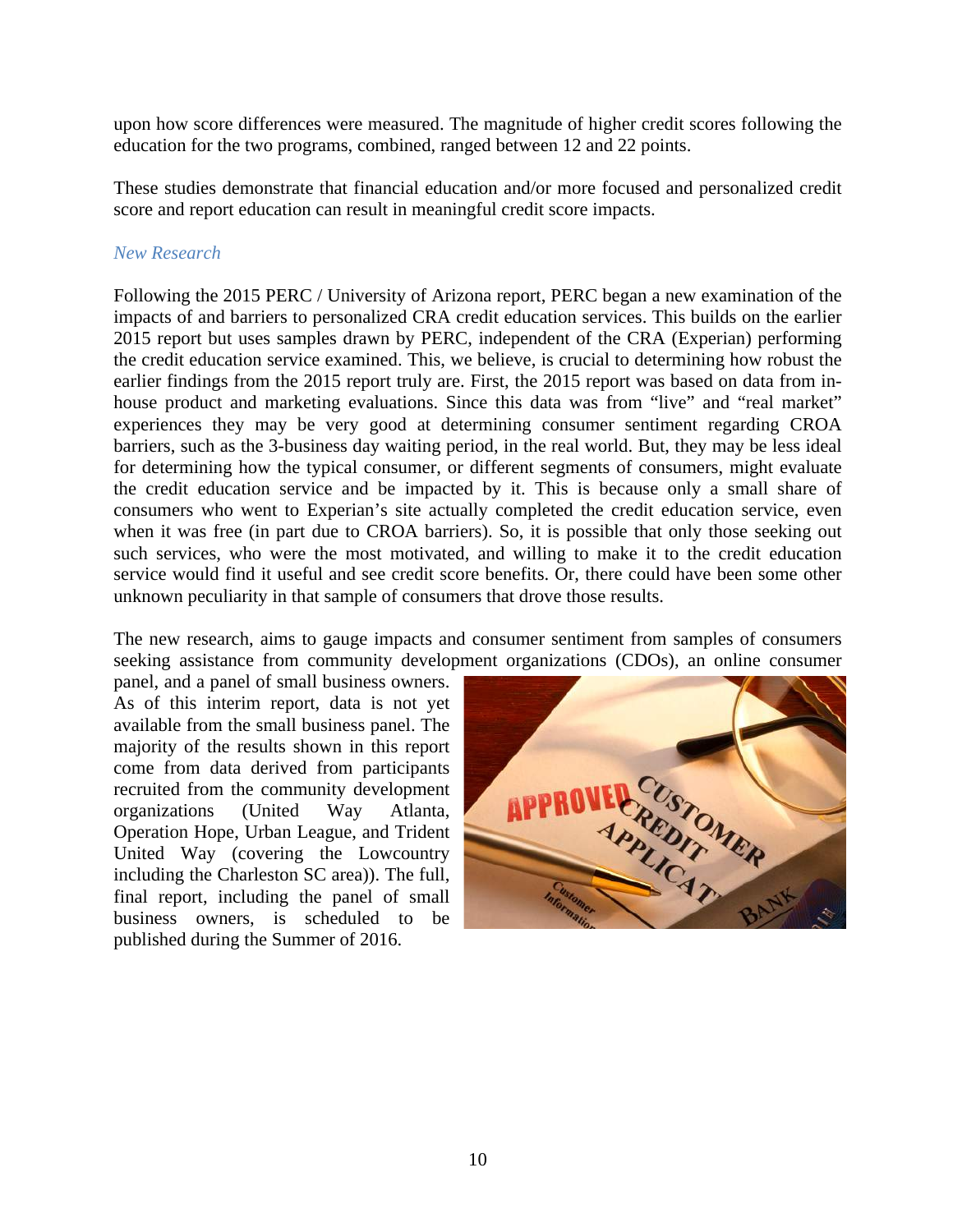upon how score differences were measured. The magnitude of higher credit scores following the education for the two programs, combined, ranged between 12 and 22 points.

These studies demonstrate that financial education and/or more focused and personalized credit score and report education can result in meaningful credit score impacts.

### *New Research*

Following the 2015 PERC / University of Arizona report, PERC began a new examination of the impacts of and barriers to personalized CRA credit education services. This builds on the earlier 2015 report but uses samples drawn by PERC, independent of the CRA (Experian) performing the credit education service examined. This, we believe, is crucial to determining how robust the earlier findings from the 2015 report truly are. First, the 2015 report was based on data from in-house product and marketing evaluations. Since this data was from "live" and "real market" experiences they may be very good at determining consumer sentiment regarding CROA barriers, such as the 3-business day waiting period, in the real world. But, they may be less ideal for determining how the typical consumer, or different segments of consumers, might evaluate the credit education service and be impacted by it. This is because only a small share of consumers who went to Experian's site actually completed the credit education service, even when it was free (in part due to CROA barriers). So, it is possible that only those seeking out such services, who were the most motivated, and willing to make it to the credit education service would find it useful and see credit score benefits. Or, there could have been some other unknown peculiarity in that sample of consumers that drove those results.

The new research, aims to gauge impacts and consumer sentiment from samples of consumers seeking assistance from community development organizations (CDOs), an online consumer panel, and a panel of small business owners. As of this interim report, data is not yet available from the small business panel. The majority of the results shown in this report come from data derived from participants recruited from the community development organizations (United Way Atlanta, Operation Hope, Urban League, and Trident United Way (covering the Lowcountry including the Charleston SC area)). The full, final report, including the panel of small business owners, is scheduled to be published during the Summer of 2016.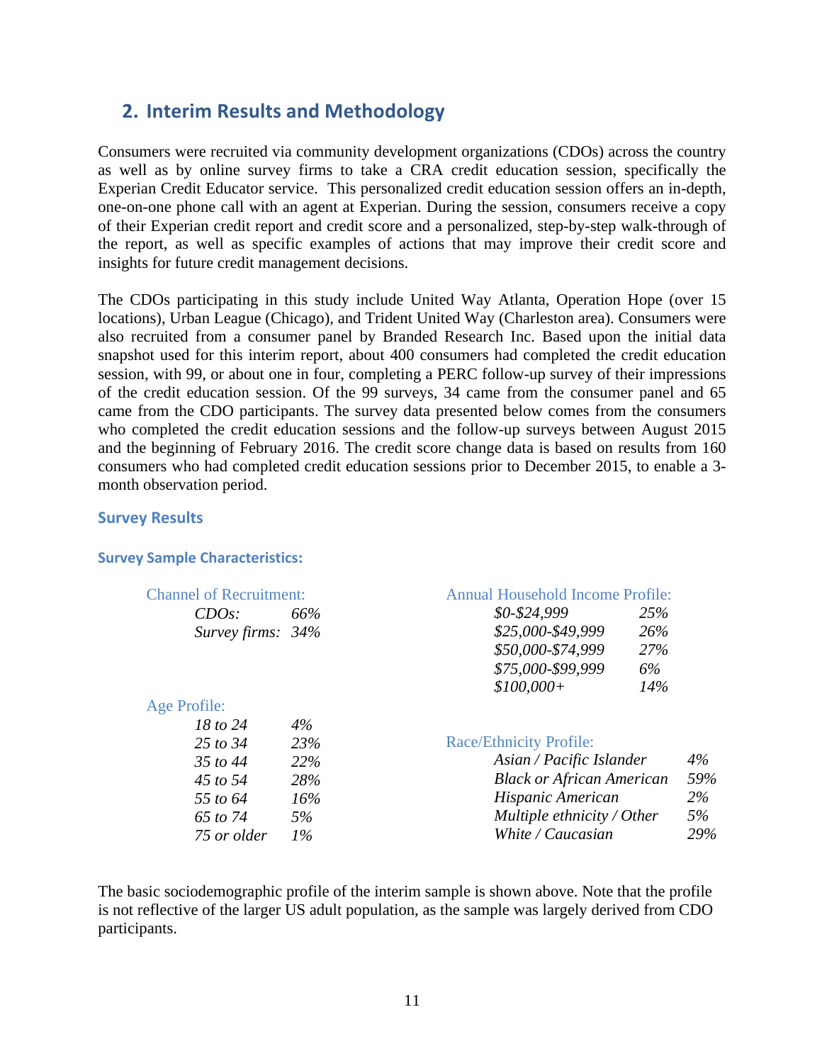## 2. Interim Results and Methodology

Consumers were recruited via community development organizations (CDOs) across the country as well as by online survey firms to take a CRA credit education session, specifically the Experian Credit Educator service. This personalized credit education session offers an in-depth, one-on-one phone call with an agent at Experian. During the session, consumers receive a copy of their Experian credit report and credit score and a personalized, step-by-step walk-through of the report, as well as specific examples of actions that may improve their credit score and insights for future credit management decisions.

The CDOs participating in this study include United Way Atlanta, Operation Hope (over 15 locations), Urban League (Chicago), and Trident United Way (Charleston area). Consumers were also recruited from a consumer panel by Branded Research Inc. Based upon the initial data snapshot used for this interim report, about 400 consumers had completed the credit education session, with 99, or about one in four, completing a PERC follow-up survey of their impressions of the credit education session. Of the 99 surveys, 34 came from the consumer panel and 65 came from the CDO participants. The survey data presented below comes from the consumers who completed the credit education sessions and the follow-up surveys between August 2015 and the beginning of February 2016. The credit score change data is based on results from 160 consumers who had completed credit education sessions prior to December 2015, to enable a 3-month observation period.

### Survey Results

#### Survey Sample Characteristics:

Channel of Recruitment:

| | |
|---|---|
| *CDOs:* | *66%* |
| *Survey firms:* | *34%* |

Age Profile:

| | |
|---|---|
| *18 to 24* | *4%* |
| *25 to 34* | *23%* |
| *35 to 44* | *22%* |
| *45 to 54* | *28%* |
| *55 to 64* | *16%* |
| *65 to 74* | *5%* |
| *75 or older* | *1%* |

Annual Household Income Profile:

| | |
|---|---|
| *$0-$24,999* | *25%* |
| *$25,000-$49,999* | *26%* |
| *$50,000-$74,999* | *27%* |
| *$75,000-$99,999* | *6%* |
| *$100,000+* | *14%* |

Race/Ethnicity Profile:

| | |
|---|---|
| *Asian / Pacific Islander* | *4%* |
| *Black or African American* | *59%* |
| *Hispanic American* | *2%* |
| *Multiple ethnicity / Other* | *5%* |
| *White / Caucasian* | *29%* |

The basic sociodemographic profile of the interim sample is shown above. Note that the profile is not reflective of the larger US adult population, as the sample was largely derived from CDO participants.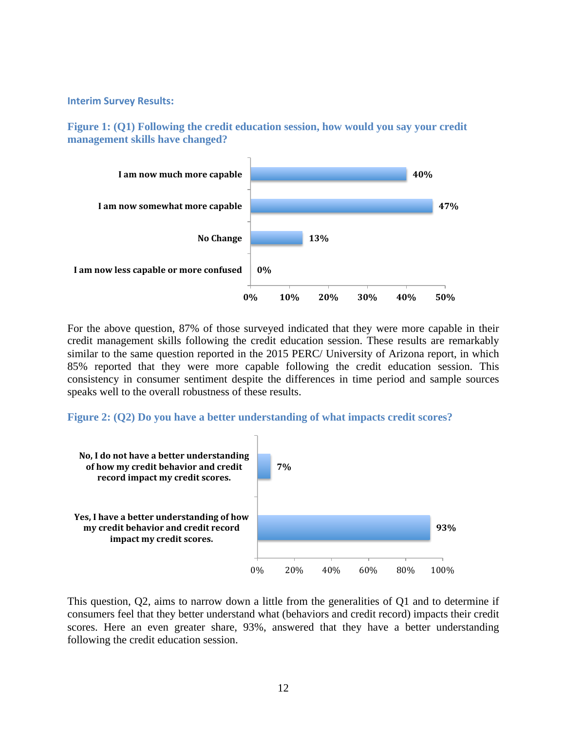### Interim Survey Results:

#### Figure 1: (Q1) Following the credit education session, how would you say your credit management skills have changed?

| Response | Percent |
|---|---|
| I am now much more capable | 40% |
| I am now somewhat more capable | 47% |
| No Change | 13% |
| I am now less capable or more confused | 0% |

For the above question, 87% of those surveyed indicated that they were more capable in their credit management skills following the credit education session. These results are remarkably similar to the same question reported in the 2015 PERC/ University of Arizona report, in which 85% reported that they were more capable following the credit education session. This consistency in consumer sentiment despite the differences in time period and sample sources speaks well to the overall robustness of these results.

#### Figure 2: (Q2) Do you have a better understanding of what impacts credit scores?

| Response | Percent |
|---|---|
| No, I do not have a better understanding of how my credit behavior and credit record impact my credit scores. | 7% |
| Yes, I have a better understanding of how my credit behavior and credit record impact my credit scores. | 93% |

This question, Q2, aims to narrow down a little from the generalities of Q1 and to determine if consumers feel that they better understand what (behaviors and credit record) impacts their credit scores. Here an even greater share, 93%, answered that they have a better understanding following the credit education session.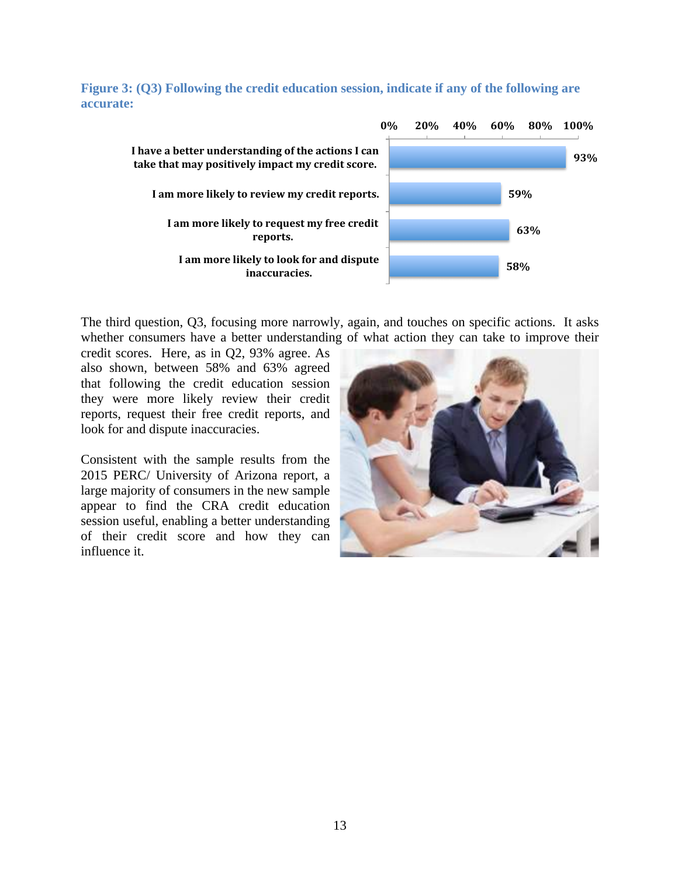**Figure 3: (Q3) Following the credit education session, indicate if any of the following are accurate:**

| Statement | Percent |
|---|---|
| I have a better understanding of the actions I can take that may positively impact my credit score. | 93% |
| I am more likely to review my credit reports. | 59% |
| I am more likely to request my free credit reports. | 63% |
| I am more likely to look for and dispute inaccuracies. | 58% |

The third question, Q3, focusing more narrowly, again, and touches on specific actions. It asks whether consumers have a better understanding of what action they can take to improve their credit scores. Here, as in Q2, 93% agree. As also shown, between 58% and 63% agreed that following the credit education session they were more likely review their credit reports, request their free credit reports, and look for and dispute inaccuracies.

Consistent with the sample results from the 2015 PERC/ University of Arizona report, a large majority of consumers in the new sample appear to find the CRA credit education session useful, enabling a better understanding of their credit score and how they can influence it.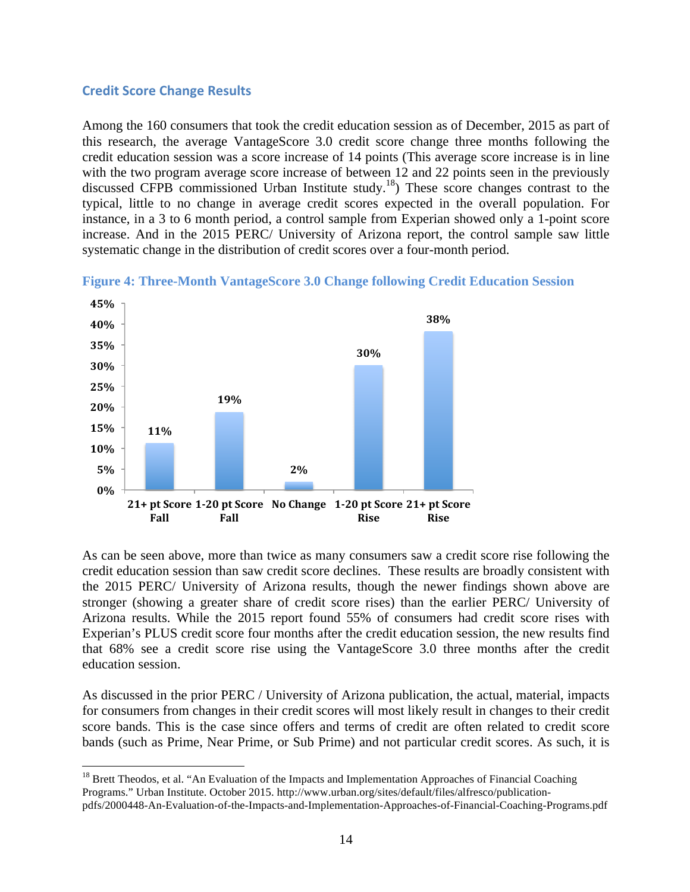### Credit Score Change Results

Among the 160 consumers that took the credit education session as of December, 2015 as part of this research, the average VantageScore 3.0 credit score change three months following the credit education session was a score increase of 14 points (This average score increase is in line with the two program average score increase of between 12 and 22 points seen in the previously discussed CFPB commissioned Urban Institute study.[18]) These score changes contrast to the typical, little to no change in average credit scores expected in the overall population. For instance, in a 3 to 6 month period, a control sample from Experian showed only a 1-point score increase. And in the 2015 PERC/ University of Arizona report, the control sample saw little systematic change in the distribution of credit scores over a four-month period.

**Figure 4: Three-Month VantageScore 3.0 Change following Credit Education Session**

| 21+ pt Score Fall | 1-20 pt Score Fall | No Change | 1-20 pt Score Rise | 21+ pt Score Rise |
|---|---|---|---|---|
| 11% | 19% | 2% | 30% | 38% |

As can be seen above, more than twice as many consumers saw a credit score rise following the credit education session than saw credit score declines. These results are broadly consistent with the 2015 PERC/ University of Arizona results, though the newer findings shown above are stronger (showing a greater share of credit score rises) than the earlier PERC/ University of Arizona results. While the 2015 report found 55% of consumers had credit score rises with Experian's PLUS credit score four months after the credit education session, the new results find that 68% see a credit score rise using the VantageScore 3.0 three months after the credit education session.

As discussed in the prior PERC / University of Arizona publication, the actual, material, impacts for consumers from changes in their credit scores will most likely result in changes to their credit score bands. This is the case since offers and terms of credit are often related to credit score bands (such as Prime, Near Prime, or Sub Prime) and not particular credit scores. As such, it is

[18] Brett Theodos, et al. "An Evaluation of the Impacts and Implementation Approaches of Financial Coaching Programs." Urban Institute. October 2015. http://www.urban.org/sites/default/files/alfresco/publication-pdfs/2000448-An-Evaluation-of-the-Impacts-and-Implementation-Approaches-of-Financial-Coaching-Programs.pdf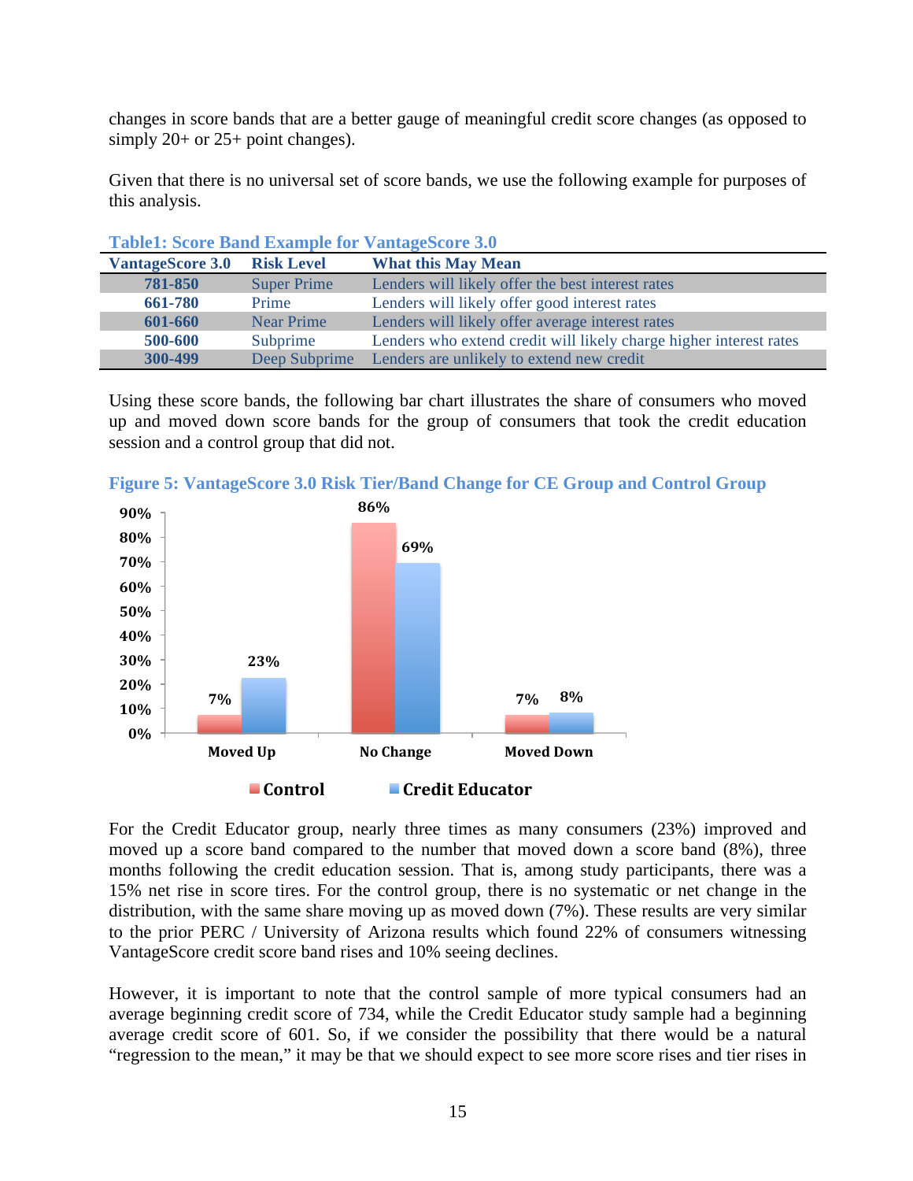changes in score bands that are a better gauge of meaningful credit score changes (as opposed to simply 20+ or 25+ point changes).

Given that there is no universal set of score bands, we use the following example for purposes of this analysis.

**Table1: Score Band Example for VantageScore 3.0**

| VantageScore 3.0 | Risk Level | What this May Mean |
|---|---|---|
| 781-850 | Super Prime | Lenders will likely offer the best interest rates |
| 661-780 | Prime | Lenders will likely offer good interest rates |
| 601-660 | Near Prime | Lenders will likely offer average interest rates |
| 500-600 | Subprime | Lenders who extend credit will likely charge higher interest rates |
| 300-499 | Deep Subprime | Lenders are unlikely to extend new credit |

Using these score bands, the following bar chart illustrates the share of consumers who moved up and moved down score bands for the group of consumers that took the credit education session and a control group that did not.

**Figure 5: VantageScore 3.0 Risk Tier/Band Change for CE Group and Control Group**

| | Control | Credit Educator |
|---|---|---|
| Moved Up | 7% | 23% |
| No Change | 86% | 69% |
| Moved Down | 7% | 8% |

For the Credit Educator group, nearly three times as many consumers (23%) improved and moved up a score band compared to the number that moved down a score band (8%), three months following the credit education session. That is, among study participants, there was a 15% net rise in score tires. For the control group, there is no systematic or net change in the distribution, with the same share moving up as moved down (7%). These results are very similar to the prior PERC / University of Arizona results which found 22% of consumers witnessing VantageScore credit score band rises and 10% seeing declines.

However, it is important to note that the control sample of more typical consumers had an average beginning credit score of 734, while the Credit Educator study sample had a beginning average credit score of 601. So, if we consider the possibility that there would be a natural "regression to the mean," it may be that we should expect to see more score rises and tier rises in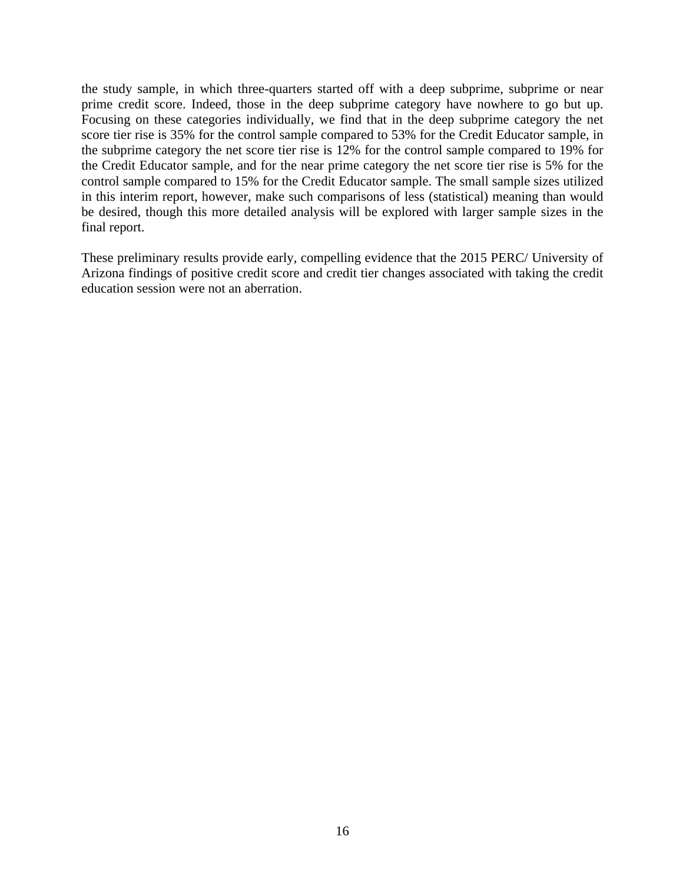the study sample, in which three-quarters started off with a deep subprime, subprime or near prime credit score. Indeed, those in the deep subprime category have nowhere to go but up. Focusing on these categories individually, we find that in the deep subprime category the net score tier rise is 35% for the control sample compared to 53% for the Credit Educator sample, in the subprime category the net score tier rise is 12% for the control sample compared to 19% for the Credit Educator sample, and for the near prime category the net score tier rise is 5% for the control sample compared to 15% for the Credit Educator sample. The small sample sizes utilized in this interim report, however, make such comparisons of less (statistical) meaning than would be desired, though this more detailed analysis will be explored with larger sample sizes in the final report.

These preliminary results provide early, compelling evidence that the 2015 PERC/ University of Arizona findings of positive credit score and credit tier changes associated with taking the credit education session were not an aberration.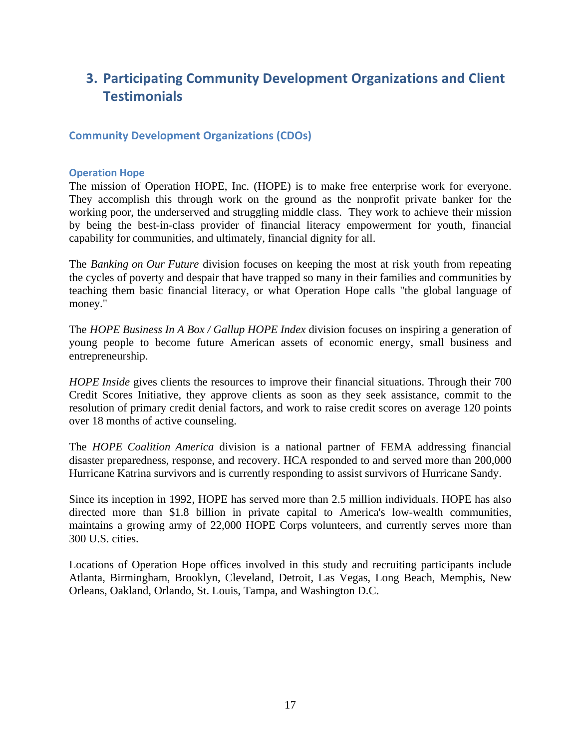## 3. Participating Community Development Organizations and Client Testimonials

### Community Development Organizations (CDOs)

#### Operation Hope

The mission of Operation HOPE, Inc. (HOPE) is to make free enterprise work for everyone. They accomplish this through work on the ground as the nonprofit private banker for the working poor, the underserved and struggling middle class. They work to achieve their mission by being the best-in-class provider of financial literacy empowerment for youth, financial capability for communities, and ultimately, financial dignity for all.

The *Banking on Our Future* division focuses on keeping the most at risk youth from repeating the cycles of poverty and despair that have trapped so many in their families and communities by teaching them basic financial literacy, or what Operation Hope calls "the global language of money."

The *HOPE Business In A Box / Gallup HOPE Index* division focuses on inspiring a generation of young people to become future American assets of economic energy, small business and entrepreneurship.

*HOPE Inside* gives clients the resources to improve their financial situations. Through their 700 Credit Scores Initiative, they approve clients as soon as they seek assistance, commit to the resolution of primary credit denial factors, and work to raise credit scores on average 120 points over 18 months of active counseling.

The *HOPE Coalition America* division is a national partner of FEMA addressing financial disaster preparedness, response, and recovery. HCA responded to and served more than 200,000 Hurricane Katrina survivors and is currently responding to assist survivors of Hurricane Sandy.

Since its inception in 1992, HOPE has served more than 2.5 million individuals. HOPE has also directed more than $1.8 billion in private capital to America's low-wealth communities, maintains a growing army of 22,000 HOPE Corps volunteers, and currently serves more than 300 U.S. cities.

Locations of Operation Hope offices involved in this study and recruiting participants include Atlanta, Birmingham, Brooklyn, Cleveland, Detroit, Las Vegas, Long Beach, Memphis, New Orleans, Oakland, Orlando, St. Louis, Tampa, and Washington D.C.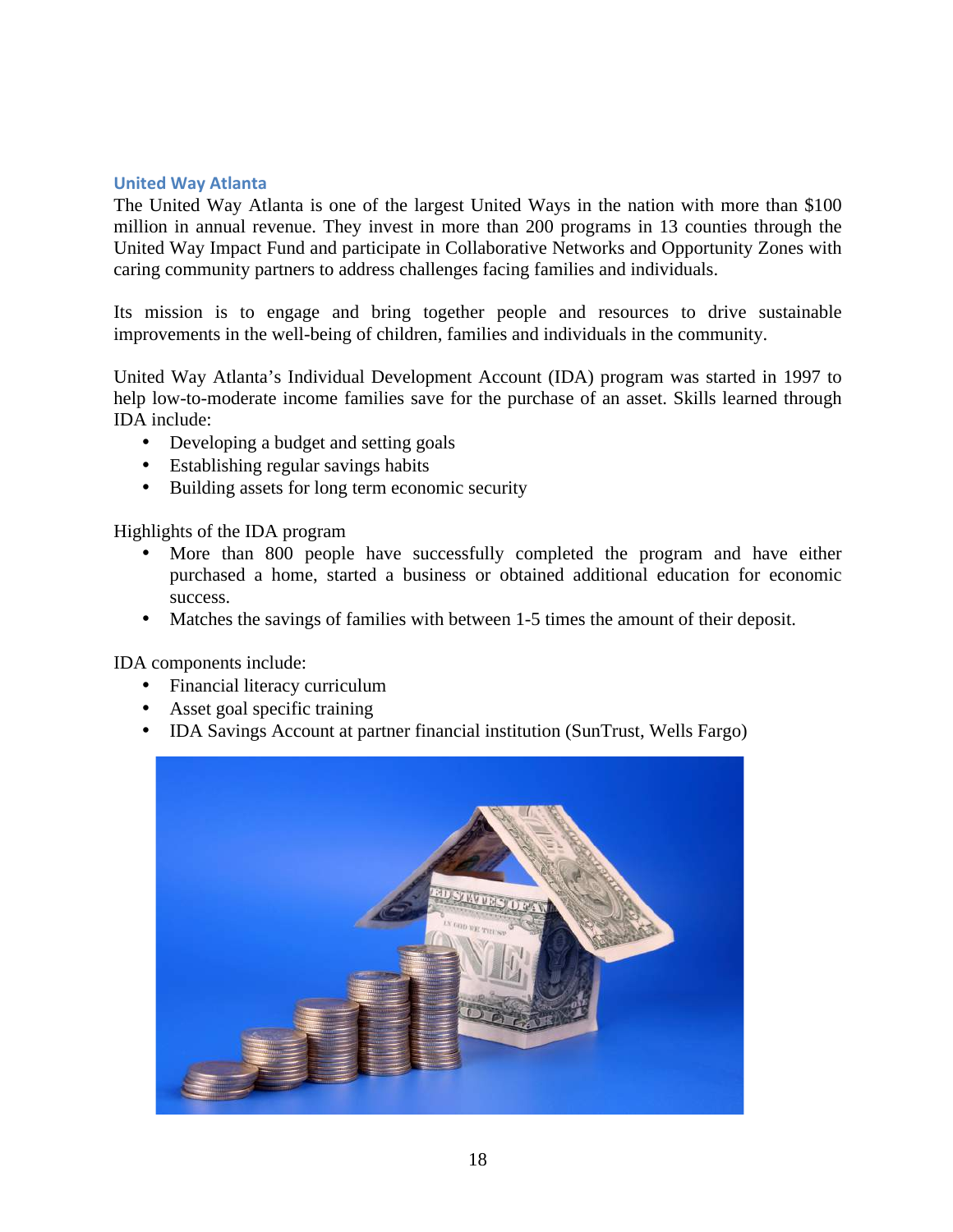## United Way Atlanta

The United Way Atlanta is one of the largest United Ways in the nation with more than $100 million in annual revenue. They invest in more than 200 programs in 13 counties through the United Way Impact Fund and participate in Collaborative Networks and Opportunity Zones with caring community partners to address challenges facing families and individuals.

Its mission is to engage and bring together people and resources to drive sustainable improvements in the well-being of children, families and individuals in the community.

United Way Atlanta's Individual Development Account (IDA) program was started in 1997 to help low-to-moderate income families save for the purchase of an asset. Skills learned through IDA include:

- Developing a budget and setting goals
- Establishing regular savings habits
- Building assets for long term economic security

Highlights of the IDA program

- More than 800 people have successfully completed the program and have either purchased a home, started a business or obtained additional education for economic success.
- Matches the savings of families with between 1-5 times the amount of their deposit.

IDA components include:

- Financial literacy curriculum
- Asset goal specific training
- IDA Savings Account at partner financial institution (SunTrust, Wells Fargo)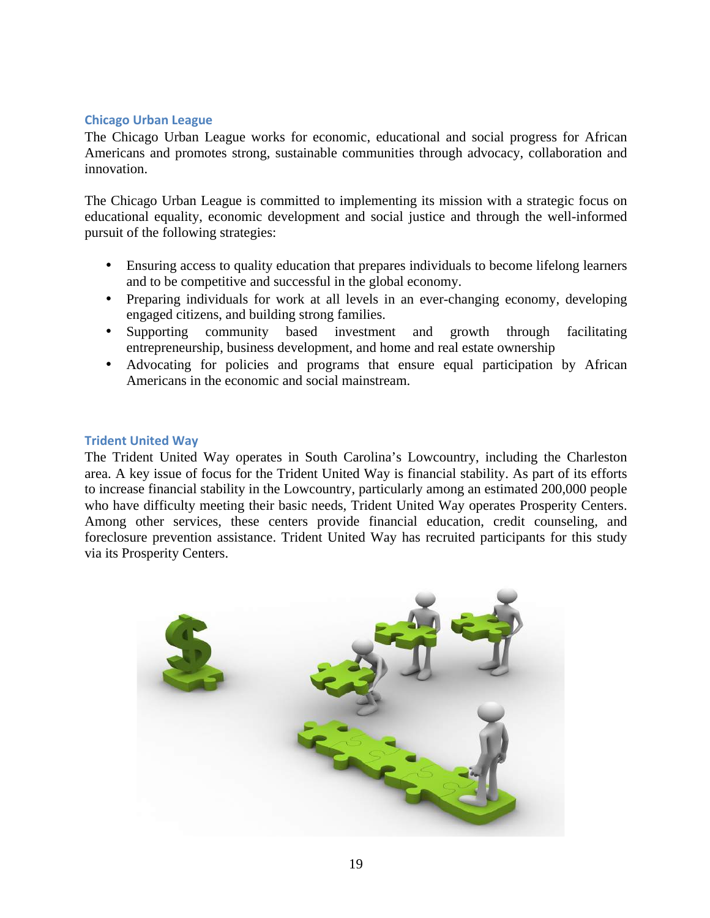### Chicago Urban League

The Chicago Urban League works for economic, educational and social progress for African Americans and promotes strong, sustainable communities through advocacy, collaboration and innovation.

The Chicago Urban League is committed to implementing its mission with a strategic focus on educational equality, economic development and social justice and through the well-informed pursuit of the following strategies:

- Ensuring access to quality education that prepares individuals to become lifelong learners and to be competitive and successful in the global economy.
- Preparing individuals for work at all levels in an ever-changing economy, developing engaged citizens, and building strong families.
- Supporting community based investment and growth through facilitating entrepreneurship, business development, and home and real estate ownership
- Advocating for policies and programs that ensure equal participation by African Americans in the economic and social mainstream.

### Trident United Way

The Trident United Way operates in South Carolina's Lowcountry, including the Charleston area. A key issue of focus for the Trident United Way is financial stability. As part of its efforts to increase financial stability in the Lowcountry, particularly among an estimated 200,000 people who have difficulty meeting their basic needs, Trident United Way operates Prosperity Centers. Among other services, these centers provide financial education, credit counseling, and foreclosure prevention assistance. Trident United Way has recruited participants for this study via its Prosperity Centers.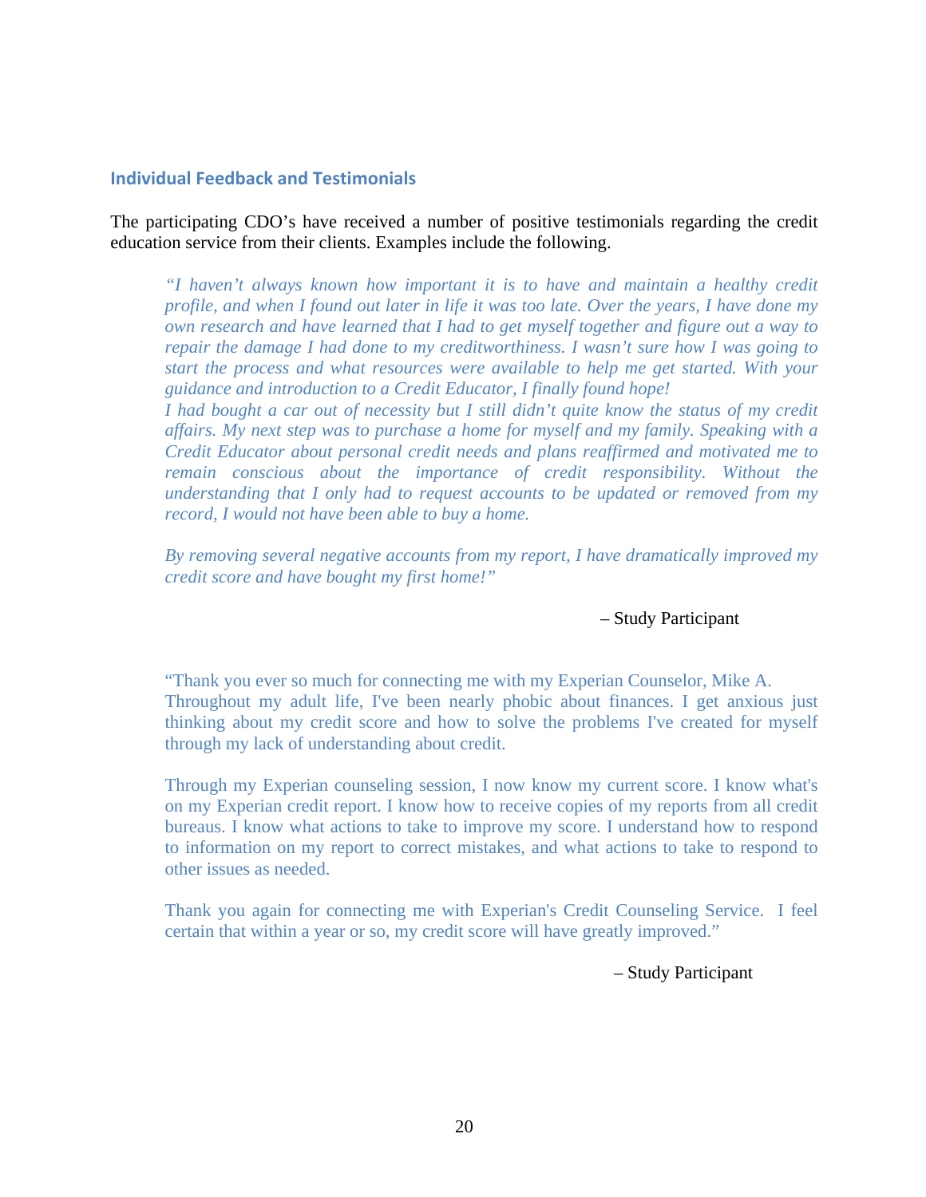## Individual Feedback and Testimonials

The participating CDO's have received a number of positive testimonials regarding the credit education service from their clients. Examples include the following.

> *"I haven't always known how important it is to have and maintain a healthy credit profile, and when I found out later in life it was too late. Over the years, I have done my own research and have learned that I had to get myself together and figure out a way to repair the damage I had done to my creditworthiness. I wasn't sure how I was going to start the process and what resources were available to help me get started. With your guidance and introduction to a Credit Educator, I finally found hope!*
> *I had bought a car out of necessity but I still didn't quite know the status of my credit affairs. My next step was to purchase a home for myself and my family. Speaking with a Credit Educator about personal credit needs and plans reaffirmed and motivated me to remain conscious about the importance of credit responsibility. Without the understanding that I only had to request accounts to be updated or removed from my record, I would not have been able to buy a home.*
>
> *By removing several negative accounts from my report, I have dramatically improved my credit score and have bought my first home!"*
>
> – Study Participant

> "Thank you ever so much for connecting me with my Experian Counselor, Mike A.
> Throughout my adult life, I've been nearly phobic about finances. I get anxious just thinking about my credit score and how to solve the problems I've created for myself through my lack of understanding about credit.
>
> Through my Experian counseling session, I now know my current score. I know what's on my Experian credit report. I know how to receive copies of my reports from all credit bureaus. I know what actions to take to improve my score. I understand how to respond to information on my report to correct mistakes, and what actions to take to respond to other issues as needed.
>
> Thank you again for connecting me with Experian's Credit Counseling Service. I feel certain that within a year or so, my credit score will have greatly improved."
>
> – Study Participant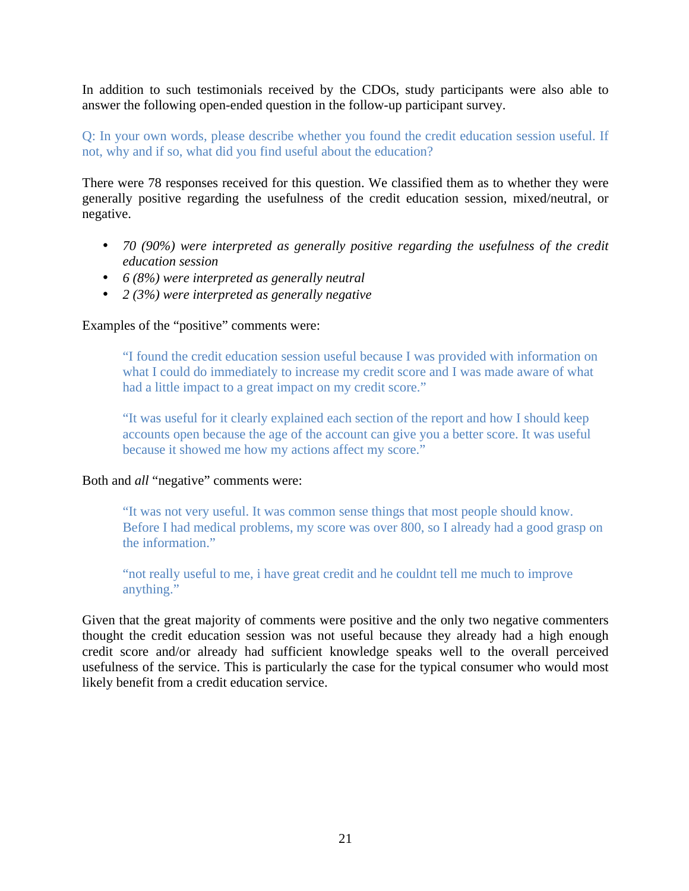In addition to such testimonials received by the CDOs, study participants were also able to answer the following open-ended question in the follow-up participant survey.

Q: In your own words, please describe whether you found the credit education session useful. If not, why and if so, what did you find useful about the education?

There were 78 responses received for this question. We classified them as to whether they were generally positive regarding the usefulness of the credit education session, mixed/neutral, or negative.

- *70 (90%) were interpreted as generally positive regarding the usefulness of the credit education session*
- *6 (8%) were interpreted as generally neutral*
- *2 (3%) were interpreted as generally negative*

Examples of the "positive" comments were:

> "I found the credit education session useful because I was provided with information on what I could do immediately to increase my credit score and I was made aware of what had a little impact to a great impact on my credit score."
>
> "It was useful for it clearly explained each section of the report and how I should keep accounts open because the age of the account can give you a better score. It was useful because it showed me how my actions affect my score."

Both and *all* "negative" comments were:

> "It was not very useful. It was common sense things that most people should know. Before I had medical problems, my score was over 800, so I already had a good grasp on the information."
>
> "not really useful to me, i have great credit and he couldnt tell me much to improve anything."

Given that the great majority of comments were positive and the only two negative commenters thought the credit education session was not useful because they already had a high enough credit score and/or already had sufficient knowledge speaks well to the overall perceived usefulness of the service. This is particularly the case for the typical consumer who would most likely benefit from a credit education service.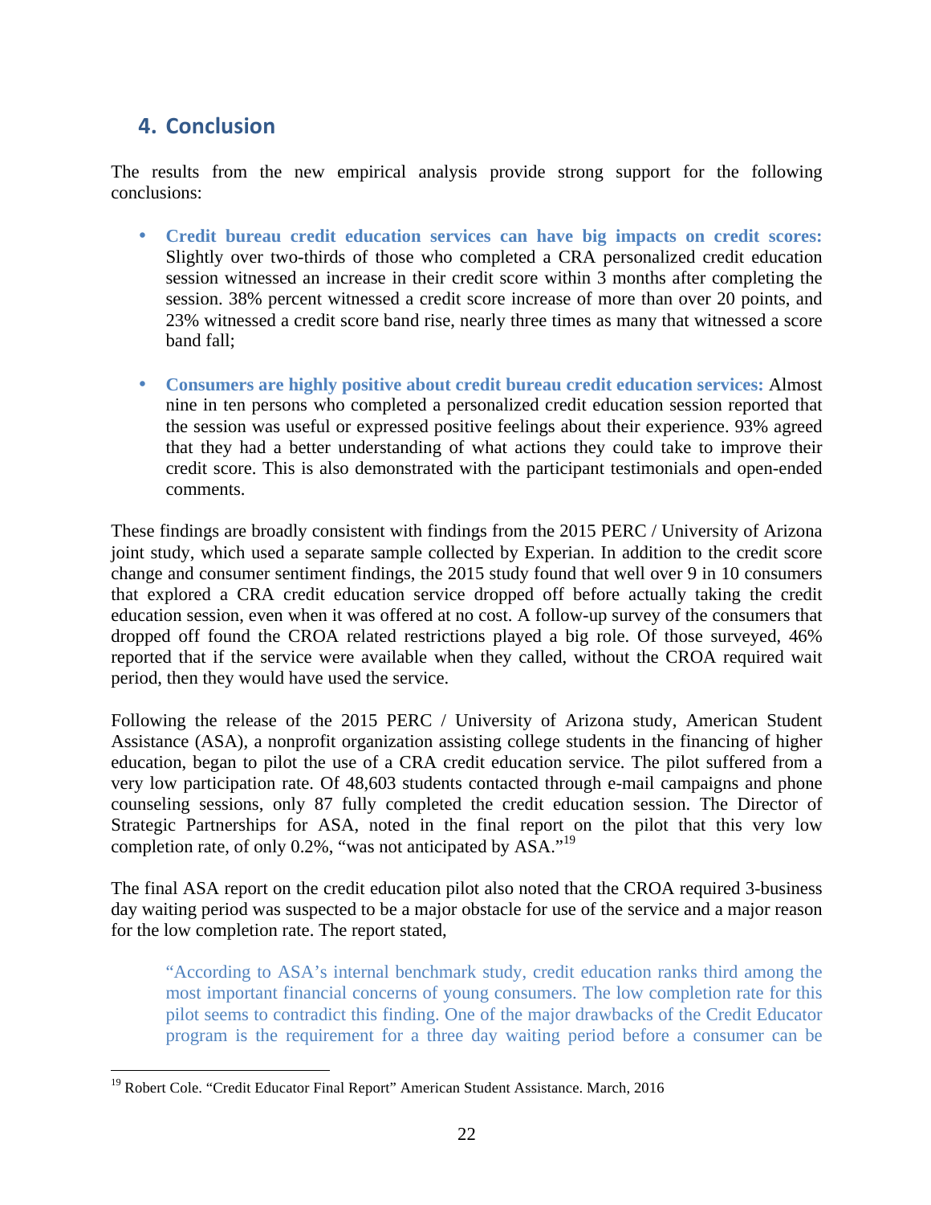## 4. Conclusion

The results from the new empirical analysis provide strong support for the following conclusions:

- **Credit bureau credit education services can have big impacts on credit scores:** Slightly over two-thirds of those who completed a CRA personalized credit education session witnessed an increase in their credit score within 3 months after completing the session. 38% percent witnessed a credit score increase of more than over 20 points, and 23% witnessed a credit score band rise, nearly three times as many that witnessed a score band fall;

- **Consumers are highly positive about credit bureau credit education services:** Almost nine in ten persons who completed a personalized credit education session reported that the session was useful or expressed positive feelings about their experience. 93% agreed that they had a better understanding of what actions they could take to improve their credit score. This is also demonstrated with the participant testimonials and open-ended comments.

These findings are broadly consistent with findings from the 2015 PERC / University of Arizona joint study, which used a separate sample collected by Experian. In addition to the credit score change and consumer sentiment findings, the 2015 study found that well over 9 in 10 consumers that explored a CRA credit education service dropped off before actually taking the credit education session, even when it was offered at no cost. A follow-up survey of the consumers that dropped off found the CROA related restrictions played a big role. Of those surveyed, 46% reported that if the service were available when they called, without the CROA required wait period, then they would have used the service.

Following the release of the 2015 PERC / University of Arizona study, American Student Assistance (ASA), a nonprofit organization assisting college students in the financing of higher education, began to pilot the use of a CRA credit education service. The pilot suffered from a very low participation rate. Of 48,603 students contacted through e-mail campaigns and phone counseling sessions, only 87 fully completed the credit education session. The Director of Strategic Partnerships for ASA, noted in the final report on the pilot that this very low completion rate, of only 0.2%, "was not anticipated by ASA."[19]

The final ASA report on the credit education pilot also noted that the CROA required 3-business day waiting period was suspected to be a major obstacle for use of the service and a major reason for the low completion rate. The report stated,

> "According to ASA's internal benchmark study, credit education ranks third among the most important financial concerns of young consumers. The low completion rate for this pilot seems to contradict this finding. One of the major drawbacks of the Credit Educator program is the requirement for a three day waiting period before a consumer can be

[19] Robert Cole. "Credit Educator Final Report" American Student Assistance. March, 2016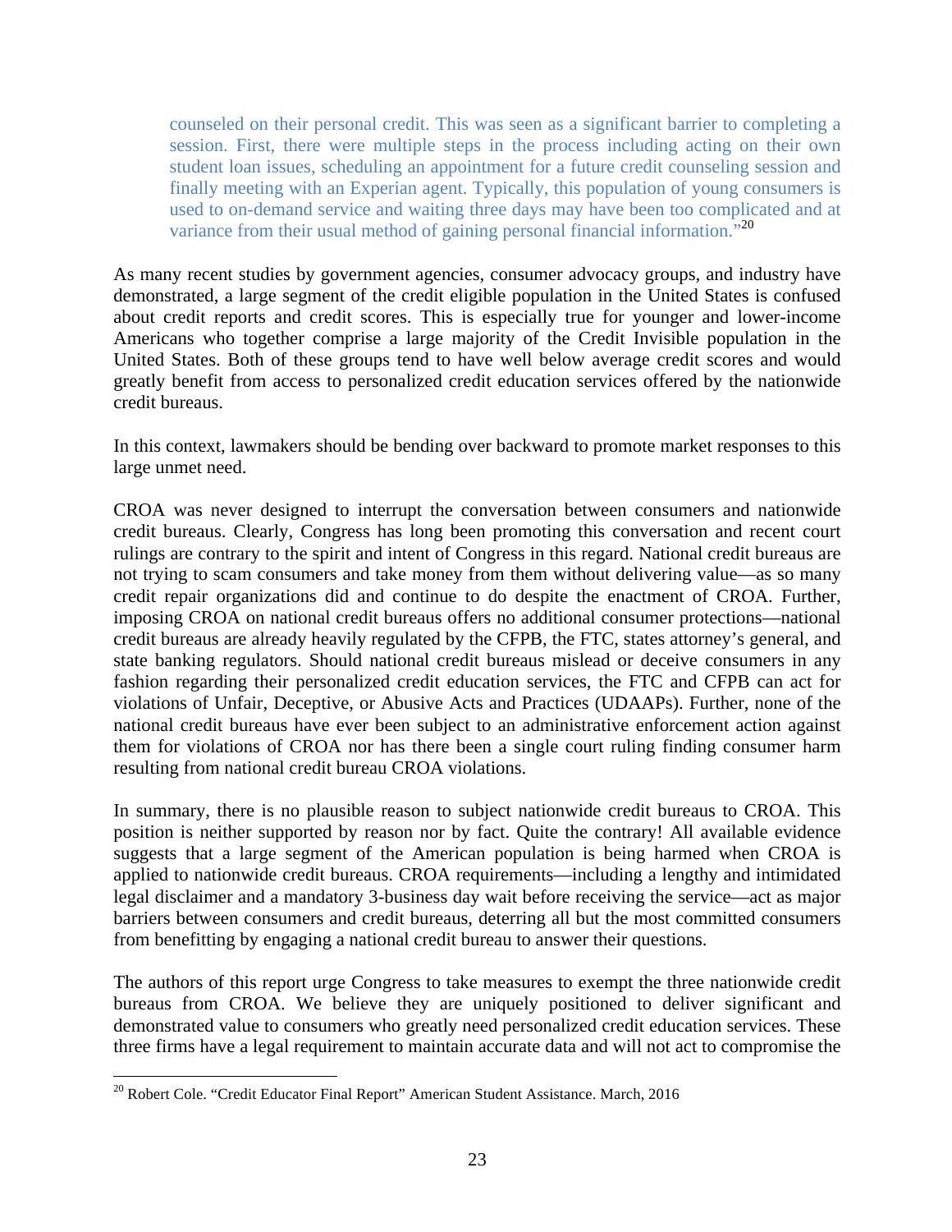> counseled on their personal credit. This was seen as a significant barrier to completing a session. First, there were multiple steps in the process including acting on their own student loan issues, scheduling an appointment for a future credit counseling session and finally meeting with an Experian agent. Typically, this population of young consumers is used to on-demand service and waiting three days may have been too complicated and at variance from their usual method of gaining personal financial information."[20]

As many recent studies by government agencies, consumer advocacy groups, and industry have demonstrated, a large segment of the credit eligible population in the United States is confused about credit reports and credit scores. This is especially true for younger and lower-income Americans who together comprise a large majority of the Credit Invisible population in the United States. Both of these groups tend to have well below average credit scores and would greatly benefit from access to personalized credit education services offered by the nationwide credit bureaus.

In this context, lawmakers should be bending over backward to promote market responses to this large unmet need.

CROA was never designed to interrupt the conversation between consumers and nationwide credit bureaus. Clearly, Congress has long been promoting this conversation and recent court rulings are contrary to the spirit and intent of Congress in this regard. National credit bureaus are not trying to scam consumers and take money from them without delivering value—as so many credit repair organizations did and continue to do despite the enactment of CROA. Further, imposing CROA on national credit bureaus offers no additional consumer protections—national credit bureaus are already heavily regulated by the CFPB, the FTC, states attorney's general, and state banking regulators. Should national credit bureaus mislead or deceive consumers in any fashion regarding their personalized credit education services, the FTC and CFPB can act for violations of Unfair, Deceptive, or Abusive Acts and Practices (UDAAPs). Further, none of the national credit bureaus have ever been subject to an administrative enforcement action against them for violations of CROA nor has there been a single court ruling finding consumer harm resulting from national credit bureau CROA violations.

In summary, there is no plausible reason to subject nationwide credit bureaus to CROA. This position is neither supported by reason nor by fact. Quite the contrary! All available evidence suggests that a large segment of the American population is being harmed when CROA is applied to nationwide credit bureaus. CROA requirements—including a lengthy and intimidated legal disclaimer and a mandatory 3-business day wait before receiving the service—act as major barriers between consumers and credit bureaus, deterring all but the most committed consumers from benefitting by engaging a national credit bureau to answer their questions.

The authors of this report urge Congress to take measures to exempt the three nationwide credit bureaus from CROA. We believe they are uniquely positioned to deliver significant and demonstrated value to consumers who greatly need personalized credit education services. These three firms have a legal requirement to maintain accurate data and will not act to compromise the

---

[20] Robert Cole. "Credit Educator Final Report" American Student Assistance. March, 2016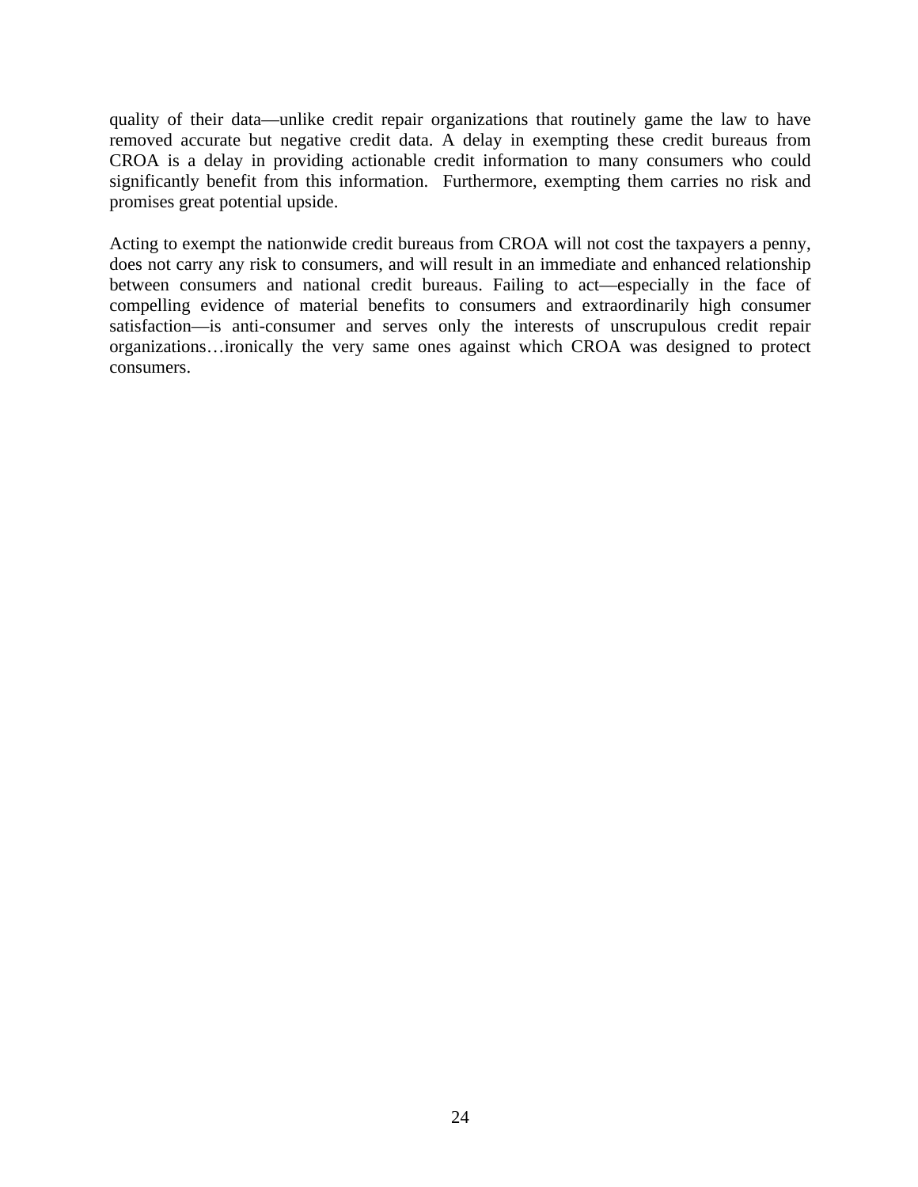quality of their data—unlike credit repair organizations that routinely game the law to have removed accurate but negative credit data. A delay in exempting these credit bureaus from CROA is a delay in providing actionable credit information to many consumers who could significantly benefit from this information. Furthermore, exempting them carries no risk and promises great potential upside.

Acting to exempt the nationwide credit bureaus from CROA will not cost the taxpayers a penny, does not carry any risk to consumers, and will result in an immediate and enhanced relationship between consumers and national credit bureaus. Failing to act—especially in the face of compelling evidence of material benefits to consumers and extraordinarily high consumer satisfaction—is anti-consumer and serves only the interests of unscrupulous credit repair organizations…ironically the very same ones against which CROA was designed to protect consumers.